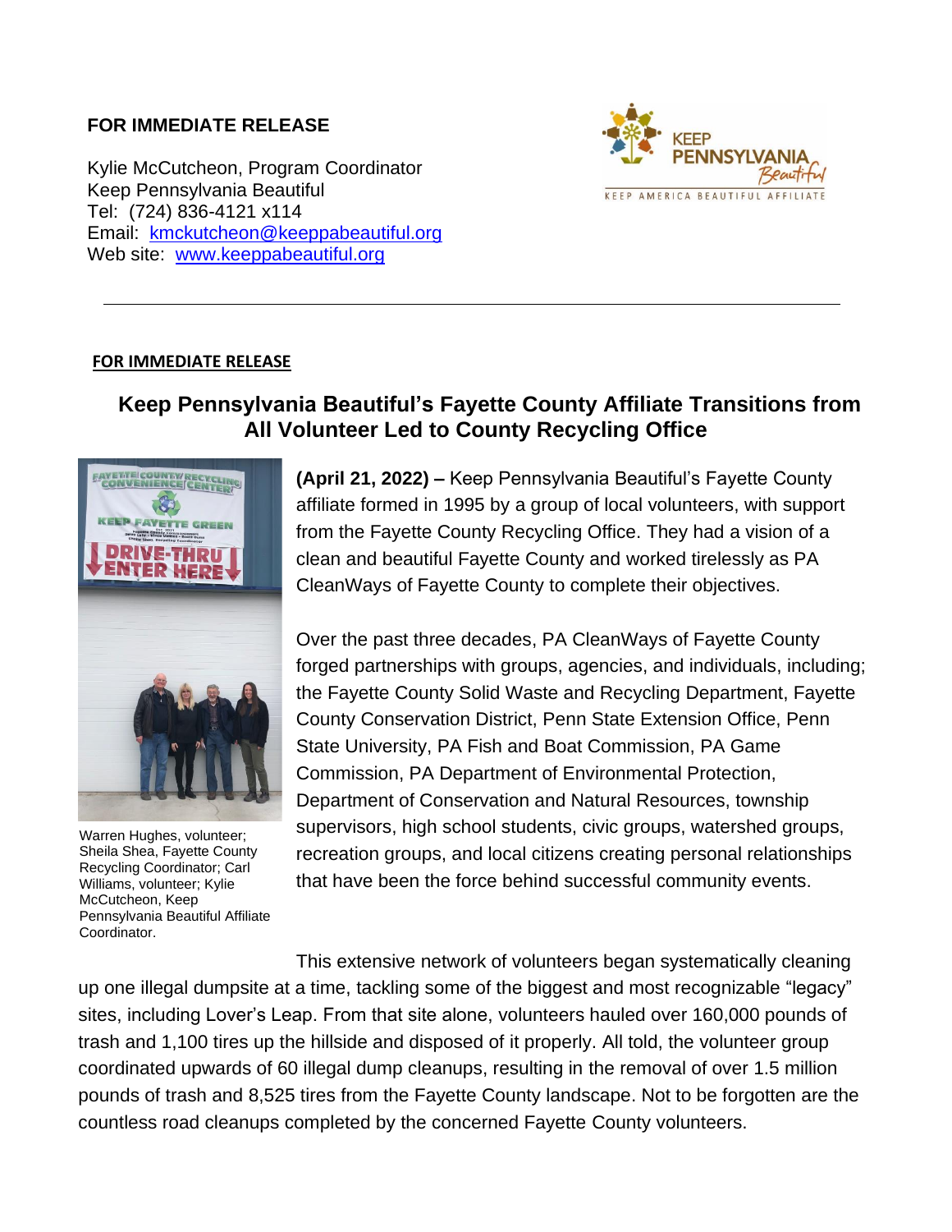**FOR IMMEDIATE RELEASE**

Kylie McCutcheon, Program Coordinator
Keep Pennsylvania Beautiful
Tel: (724) 836-4121 x114
Email: [kmckutcheon@keeppabeautiful.org](mailto:kmckutcheon@keeppabeautiful.org)
Web site: [www.keeppabeautiful.org](http://www.keeppabeautiful.org)

---

**FOR IMMEDIATE RELEASE**

## Keep Pennsylvania Beautiful's Fayette County Affiliate Transitions from All Volunteer Led to County Recycling Office

Warren Hughes, volunteer; Sheila Shea, Fayette County Recycling Coordinator; Carl Williams, volunteer; Kylie McCutcheon, Keep Pennsylvania Beautiful Affiliate Coordinator.

**(April 21, 2022) –** Keep Pennsylvania Beautiful's Fayette County affiliate formed in 1995 by a group of local volunteers, with support from the Fayette County Recycling Office. They had a vision of a clean and beautiful Fayette County and worked tirelessly as PA CleanWays of Fayette County to complete their objectives.

Over the past three decades, PA CleanWays of Fayette County forged partnerships with groups, agencies, and individuals, including; the Fayette County Solid Waste and Recycling Department, Fayette County Conservation District, Penn State Extension Office, Penn State University, PA Fish and Boat Commission, PA Game Commission, PA Department of Environmental Protection, Department of Conservation and Natural Resources, township supervisors, high school students, civic groups, watershed groups, recreation groups, and local citizens creating personal relationships that have been the force behind successful community events.

This extensive network of volunteers began systematically cleaning up one illegal dumpsite at a time, tackling some of the biggest and most recognizable "legacy" sites, including Lover's Leap. From that site alone, volunteers hauled over 160,000 pounds of trash and 1,100 tires up the hillside and disposed of it properly. All told, the volunteer group coordinated upwards of 60 illegal dump cleanups, resulting in the removal of over 1.5 million pounds of trash and 8,525 tires from the Fayette County landscape. Not to be forgotten are the countless road cleanups completed by the concerned Fayette County volunteers.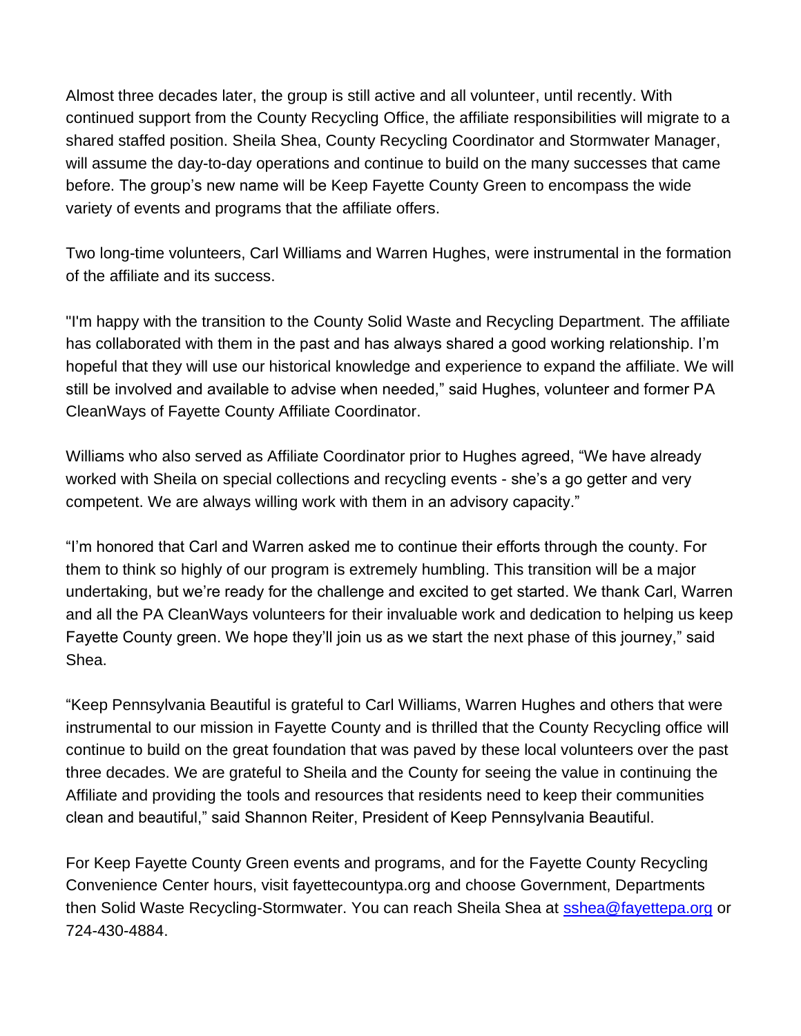Almost three decades later, the group is still active and all volunteer, until recently. With continued support from the County Recycling Office, the affiliate responsibilities will migrate to a shared staffed position. Sheila Shea, County Recycling Coordinator and Stormwater Manager, will assume the day-to-day operations and continue to build on the many successes that came before. The group's new name will be Keep Fayette County Green to encompass the wide variety of events and programs that the affiliate offers.

Two long-time volunteers, Carl Williams and Warren Hughes, were instrumental in the formation of the affiliate and its success.

"I'm happy with the transition to the County Solid Waste and Recycling Department. The affiliate has collaborated with them in the past and has always shared a good working relationship. I'm hopeful that they will use our historical knowledge and experience to expand the affiliate. We will still be involved and available to advise when needed," said Hughes, volunteer and former PA CleanWays of Fayette County Affiliate Coordinator.

Williams who also served as Affiliate Coordinator prior to Hughes agreed, "We have already worked with Sheila on special collections and recycling events - she's a go getter and very competent. We are always willing work with them in an advisory capacity."

"I'm honored that Carl and Warren asked me to continue their efforts through the county. For them to think so highly of our program is extremely humbling. This transition will be a major undertaking, but we're ready for the challenge and excited to get started. We thank Carl, Warren and all the PA CleanWays volunteers for their invaluable work and dedication to helping us keep Fayette County green. We hope they'll join us as we start the next phase of this journey," said Shea.

"Keep Pennsylvania Beautiful is grateful to Carl Williams, Warren Hughes and others that were instrumental to our mission in Fayette County and is thrilled that the County Recycling office will continue to build on the great foundation that was paved by these local volunteers over the past three decades. We are grateful to Sheila and the County for seeing the value in continuing the Affiliate and providing the tools and resources that residents need to keep their communities clean and beautiful," said Shannon Reiter, President of Keep Pennsylvania Beautiful.

For Keep Fayette County Green events and programs, and for the Fayette County Recycling Convenience Center hours, visit fayettecountypa.org and choose Government, Departments then Solid Waste Recycling-Stormwater. You can reach Sheila Shea at [sshea@fayettepa.org](mailto:sshea@fayettepa.org) or 724-430-4884.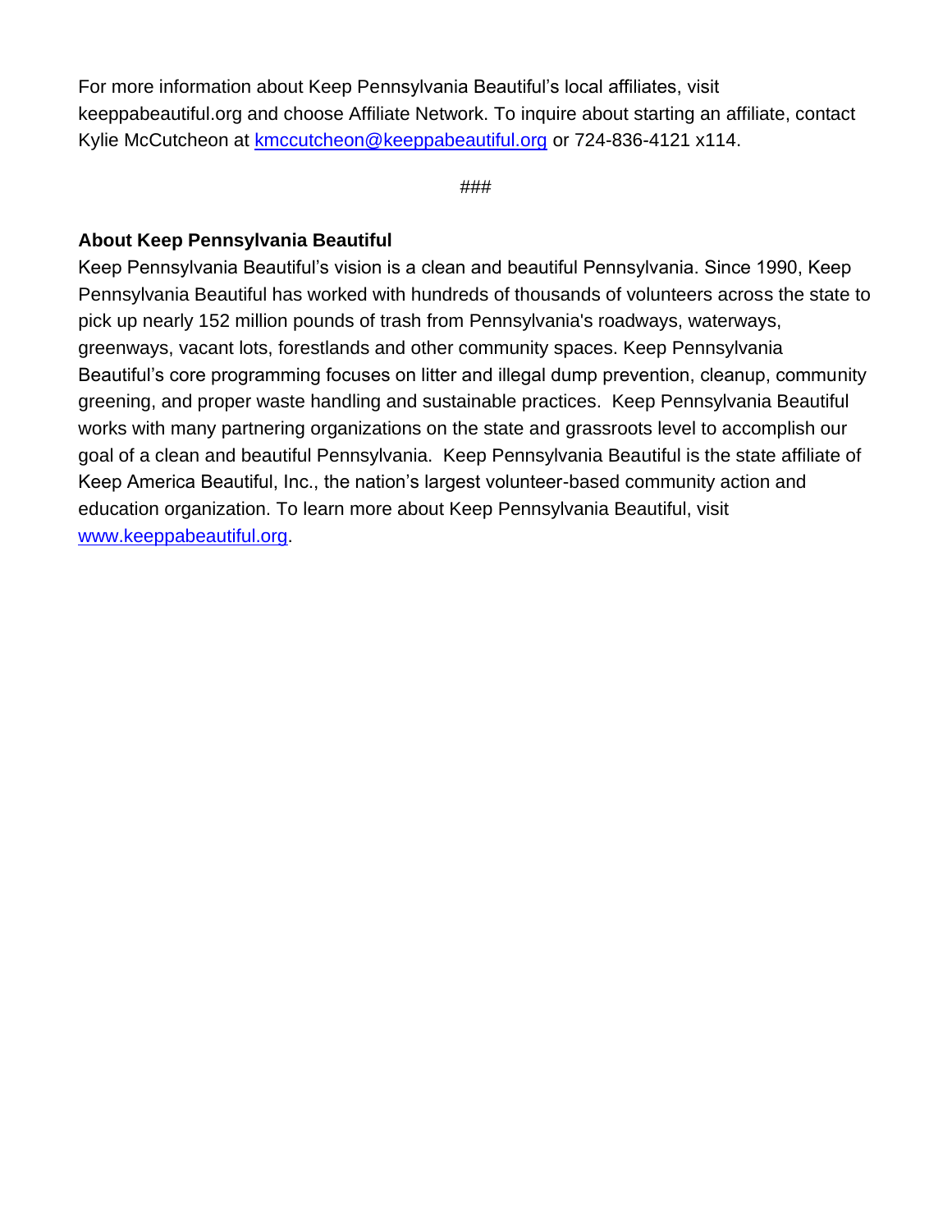For more information about Keep Pennsylvania Beautiful's local affiliates, visit keeppabeautiful.org and choose Affiliate Network. To inquire about starting an affiliate, contact Kylie McCutcheon at kmccutcheon@keeppabeautiful.org or 724-836-4121 x114.

###

**About Keep Pennsylvania Beautiful**

Keep Pennsylvania Beautiful's vision is a clean and beautiful Pennsylvania. Since 1990, Keep Pennsylvania Beautiful has worked with hundreds of thousands of volunteers across the state to pick up nearly 152 million pounds of trash from Pennsylvania's roadways, waterways, greenways, vacant lots, forestlands and other community spaces. Keep Pennsylvania Beautiful's core programming focuses on litter and illegal dump prevention, cleanup, community greening, and proper waste handling and sustainable practices. Keep Pennsylvania Beautiful works with many partnering organizations on the state and grassroots level to accomplish our goal of a clean and beautiful Pennsylvania. Keep Pennsylvania Beautiful is the state affiliate of Keep America Beautiful, Inc., the nation's largest volunteer-based community action and education organization. To learn more about Keep Pennsylvania Beautiful, visit www.keeppabeautiful.org.